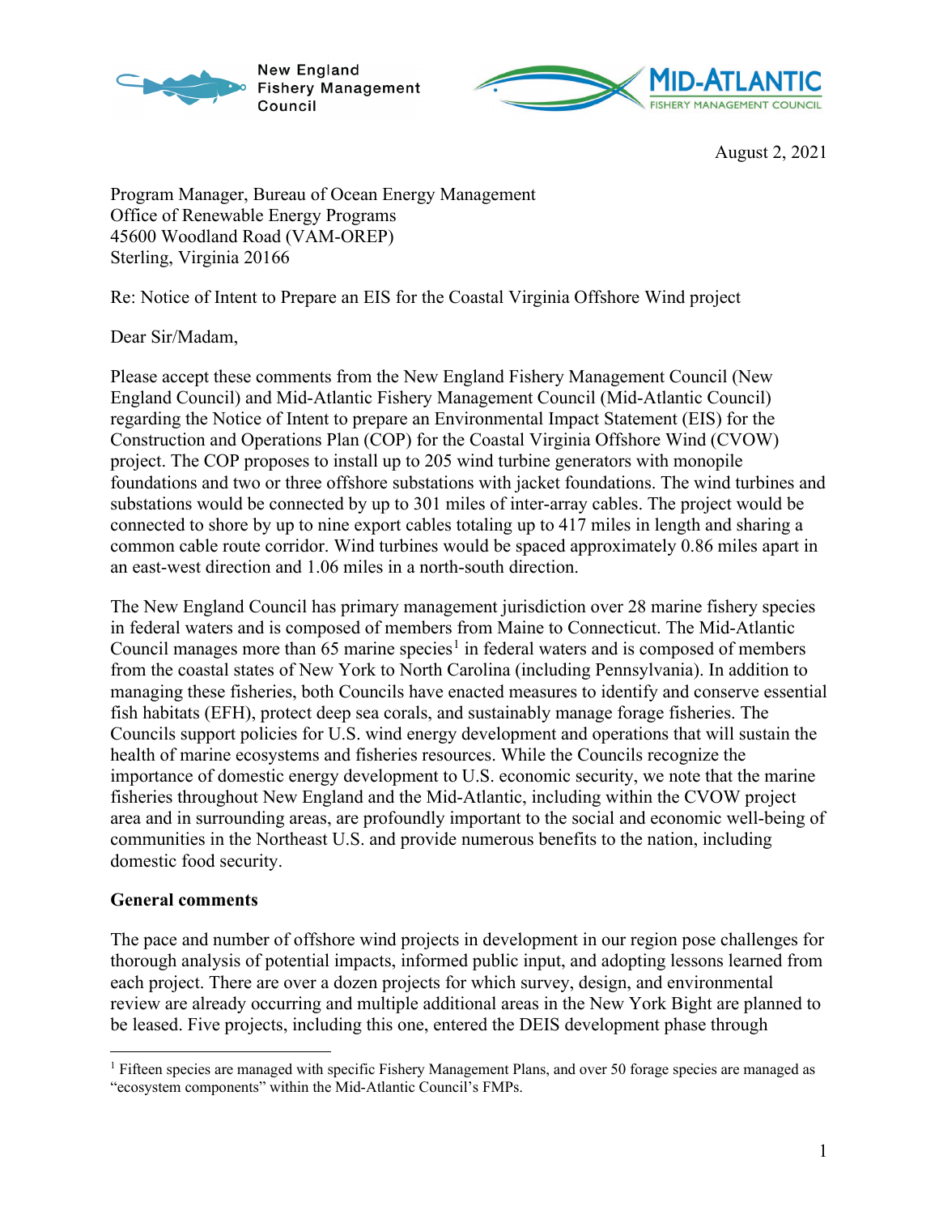New England Fishery Management Council

MID-ATLANTIC FISHERY MANAGEMENT COUNCIL

August 2, 2021

Program Manager, Bureau of Ocean Energy Management
Office of Renewable Energy Programs
45600 Woodland Road (VAM-OREP)
Sterling, Virginia 20166

Re: Notice of Intent to Prepare an EIS for the Coastal Virginia Offshore Wind project

Dear Sir/Madam,

Please accept these comments from the New England Fishery Management Council (New England Council) and Mid-Atlantic Fishery Management Council (Mid-Atlantic Council) regarding the Notice of Intent to prepare an Environmental Impact Statement (EIS) for the Construction and Operations Plan (COP) for the Coastal Virginia Offshore Wind (CVOW) project. The COP proposes to install up to 205 wind turbine generators with monopile foundations and two or three offshore substations with jacket foundations. The wind turbines and substations would be connected by up to 301 miles of inter-array cables. The project would be connected to shore by up to nine export cables totaling up to 417 miles in length and sharing a common cable route corridor. Wind turbines would be spaced approximately 0.86 miles apart in an east-west direction and 1.06 miles in a north-south direction.

The New England Council has primary management jurisdiction over 28 marine fishery species in federal waters and is composed of members from Maine to Connecticut. The Mid-Atlantic Council manages more than 65 marine species[1] in federal waters and is composed of members from the coastal states of New York to North Carolina (including Pennsylvania). In addition to managing these fisheries, both Councils have enacted measures to identify and conserve essential fish habitats (EFH), protect deep sea corals, and sustainably manage forage fisheries. The Councils support policies for U.S. wind energy development and operations that will sustain the health of marine ecosystems and fisheries resources. While the Councils recognize the importance of domestic energy development to U.S. economic security, we note that the marine fisheries throughout New England and the Mid-Atlantic, including within the CVOW project area and in surrounding areas, are profoundly important to the social and economic well-being of communities in the Northeast U.S. and provide numerous benefits to the nation, including domestic food security.

**General comments**

The pace and number of offshore wind projects in development in our region pose challenges for thorough analysis of potential impacts, informed public input, and adopting lessons learned from each project. There are over a dozen projects for which survey, design, and environmental review are already occurring and multiple additional areas in the New York Bight are planned to be leased. Five projects, including this one, entered the DEIS development phase through

[1] Fifteen species are managed with specific Fishery Management Plans, and over 50 forage species are managed as "ecosystem components" within the Mid-Atlantic Council's FMPs.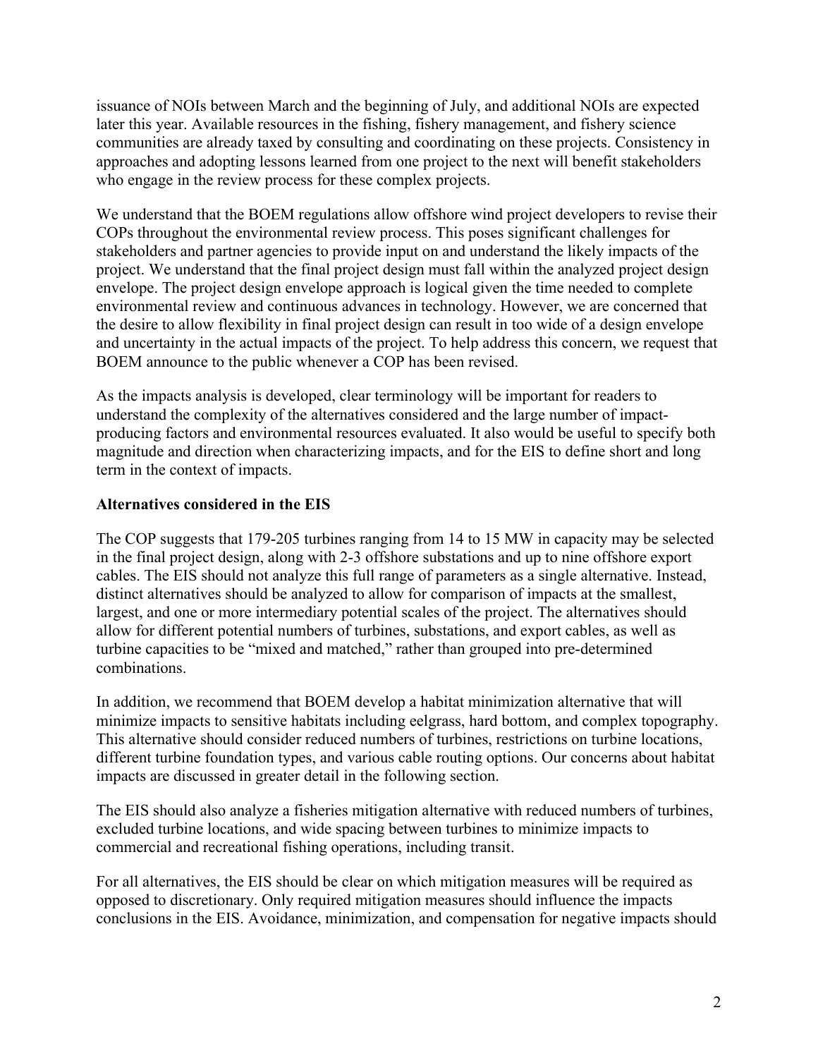issuance of NOIs between March and the beginning of July, and additional NOIs are expected later this year. Available resources in the fishing, fishery management, and fishery science communities are already taxed by consulting and coordinating on these projects. Consistency in approaches and adopting lessons learned from one project to the next will benefit stakeholders who engage in the review process for these complex projects.

We understand that the BOEM regulations allow offshore wind project developers to revise their COPs throughout the environmental review process. This poses significant challenges for stakeholders and partner agencies to provide input on and understand the likely impacts of the project. We understand that the final project design must fall within the analyzed project design envelope. The project design envelope approach is logical given the time needed to complete environmental review and continuous advances in technology. However, we are concerned that the desire to allow flexibility in final project design can result in too wide of a design envelope and uncertainty in the actual impacts of the project. To help address this concern, we request that BOEM announce to the public whenever a COP has been revised.

As the impacts analysis is developed, clear terminology will be important for readers to understand the complexity of the alternatives considered and the large number of impact-producing factors and environmental resources evaluated. It also would be useful to specify both magnitude and direction when characterizing impacts, and for the EIS to define short and long term in the context of impacts.

**Alternatives considered in the EIS**

The COP suggests that 179-205 turbines ranging from 14 to 15 MW in capacity may be selected in the final project design, along with 2-3 offshore substations and up to nine offshore export cables. The EIS should not analyze this full range of parameters as a single alternative. Instead, distinct alternatives should be analyzed to allow for comparison of impacts at the smallest, largest, and one or more intermediary potential scales of the project. The alternatives should allow for different potential numbers of turbines, substations, and export cables, as well as turbine capacities to be "mixed and matched," rather than grouped into pre-determined combinations.

In addition, we recommend that BOEM develop a habitat minimization alternative that will minimize impacts to sensitive habitats including eelgrass, hard bottom, and complex topography. This alternative should consider reduced numbers of turbines, restrictions on turbine locations, different turbine foundation types, and various cable routing options. Our concerns about habitat impacts are discussed in greater detail in the following section.

The EIS should also analyze a fisheries mitigation alternative with reduced numbers of turbines, excluded turbine locations, and wide spacing between turbines to minimize impacts to commercial and recreational fishing operations, including transit.

For all alternatives, the EIS should be clear on which mitigation measures will be required as opposed to discretionary. Only required mitigation measures should influence the impacts conclusions in the EIS. Avoidance, minimization, and compensation for negative impacts should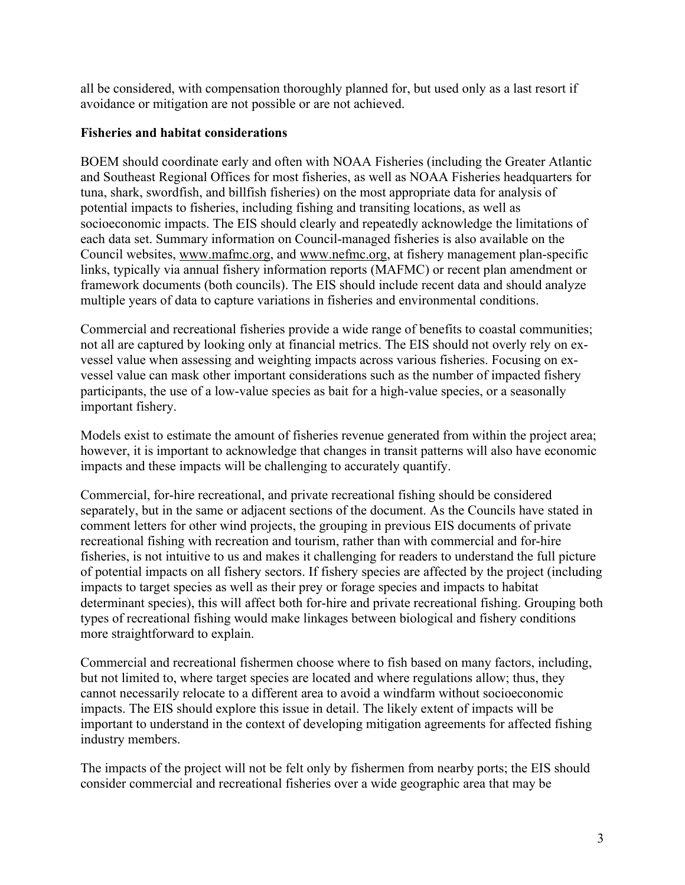all be considered, with compensation thoroughly planned for, but used only as a last resort if avoidance or mitigation are not possible or are not achieved.

**Fisheries and habitat considerations**

BOEM should coordinate early and often with NOAA Fisheries (including the Greater Atlantic and Southeast Regional Offices for most fisheries, as well as NOAA Fisheries headquarters for tuna, shark, swordfish, and billfish fisheries) on the most appropriate data for analysis of potential impacts to fisheries, including fishing and transiting locations, as well as socioeconomic impacts. The EIS should clearly and repeatedly acknowledge the limitations of each data set. Summary information on Council-managed fisheries is also available on the Council websites, www.mafmc.org, and www.nefmc.org, at fishery management plan-specific links, typically via annual fishery information reports (MAFMC) or recent plan amendment or framework documents (both councils). The EIS should include recent data and should analyze multiple years of data to capture variations in fisheries and environmental conditions.

Commercial and recreational fisheries provide a wide range of benefits to coastal communities; not all are captured by looking only at financial metrics. The EIS should not overly rely on ex-vessel value when assessing and weighting impacts across various fisheries. Focusing on ex-vessel value can mask other important considerations such as the number of impacted fishery participants, the use of a low-value species as bait for a high-value species, or a seasonally important fishery.

Models exist to estimate the amount of fisheries revenue generated from within the project area; however, it is important to acknowledge that changes in transit patterns will also have economic impacts and these impacts will be challenging to accurately quantify.

Commercial, for-hire recreational, and private recreational fishing should be considered separately, but in the same or adjacent sections of the document. As the Councils have stated in comment letters for other wind projects, the grouping in previous EIS documents of private recreational fishing with recreation and tourism, rather than with commercial and for-hire fisheries, is not intuitive to us and makes it challenging for readers to understand the full picture of potential impacts on all fishery sectors. If fishery species are affected by the project (including impacts to target species as well as their prey or forage species and impacts to habitat determinant species), this will affect both for-hire and private recreational fishing. Grouping both types of recreational fishing would make linkages between biological and fishery conditions more straightforward to explain.

Commercial and recreational fishermen choose where to fish based on many factors, including, but not limited to, where target species are located and where regulations allow; thus, they cannot necessarily relocate to a different area to avoid a windfarm without socioeconomic impacts. The EIS should explore this issue in detail. The likely extent of impacts will be important to understand in the context of developing mitigation agreements for affected fishing industry members.

The impacts of the project will not be felt only by fishermen from nearby ports; the EIS should consider commercial and recreational fisheries over a wide geographic area that may be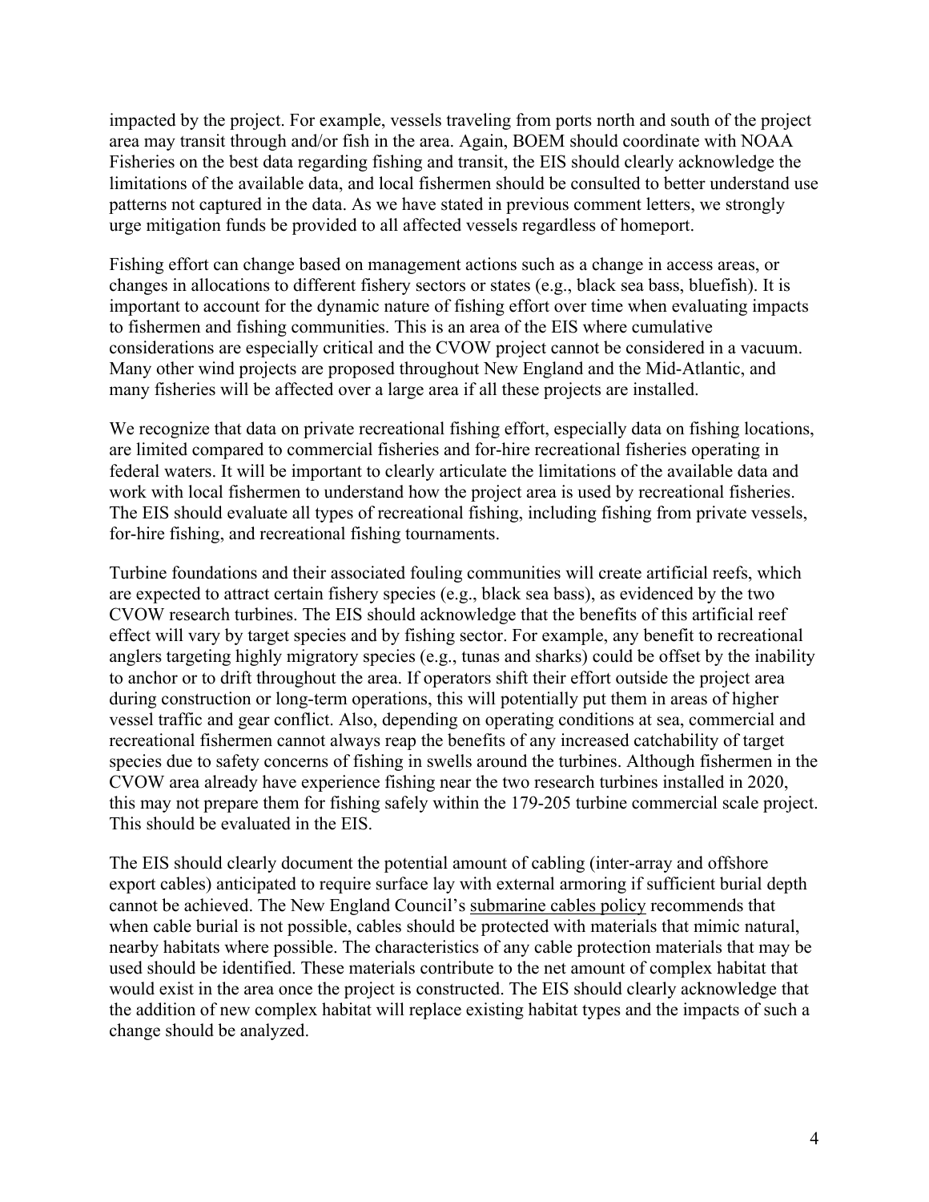impacted by the project. For example, vessels traveling from ports north and south of the project area may transit through and/or fish in the area. Again, BOEM should coordinate with NOAA Fisheries on the best data regarding fishing and transit, the EIS should clearly acknowledge the limitations of the available data, and local fishermen should be consulted to better understand use patterns not captured in the data. As we have stated in previous comment letters, we strongly urge mitigation funds be provided to all affected vessels regardless of homeport.

Fishing effort can change based on management actions such as a change in access areas, or changes in allocations to different fishery sectors or states (e.g., black sea bass, bluefish). It is important to account for the dynamic nature of fishing effort over time when evaluating impacts to fishermen and fishing communities. This is an area of the EIS where cumulative considerations are especially critical and the CVOW project cannot be considered in a vacuum. Many other wind projects are proposed throughout New England and the Mid-Atlantic, and many fisheries will be affected over a large area if all these projects are installed.

We recognize that data on private recreational fishing effort, especially data on fishing locations, are limited compared to commercial fisheries and for-hire recreational fisheries operating in federal waters. It will be important to clearly articulate the limitations of the available data and work with local fishermen to understand how the project area is used by recreational fisheries. The EIS should evaluate all types of recreational fishing, including fishing from private vessels, for-hire fishing, and recreational fishing tournaments.

Turbine foundations and their associated fouling communities will create artificial reefs, which are expected to attract certain fishery species (e.g., black sea bass), as evidenced by the two CVOW research turbines. The EIS should acknowledge that the benefits of this artificial reef effect will vary by target species and by fishing sector. For example, any benefit to recreational anglers targeting highly migratory species (e.g., tunas and sharks) could be offset by the inability to anchor or to drift throughout the area. If operators shift their effort outside the project area during construction or long-term operations, this will potentially put them in areas of higher vessel traffic and gear conflict. Also, depending on operating conditions at sea, commercial and recreational fishermen cannot always reap the benefits of any increased catchability of target species due to safety concerns of fishing in swells around the turbines. Although fishermen in the CVOW area already have experience fishing near the two research turbines installed in 2020, this may not prepare them for fishing safely within the 179-205 turbine commercial scale project. This should be evaluated in the EIS.

The EIS should clearly document the potential amount of cabling (inter-array and offshore export cables) anticipated to require surface lay with external armoring if sufficient burial depth cannot be achieved. The New England Council's submarine cables policy recommends that when cable burial is not possible, cables should be protected with materials that mimic natural, nearby habitats where possible. The characteristics of any cable protection materials that may be used should be identified. These materials contribute to the net amount of complex habitat that would exist in the area once the project is constructed. The EIS should clearly acknowledge that the addition of new complex habitat will replace existing habitat types and the impacts of such a change should be analyzed.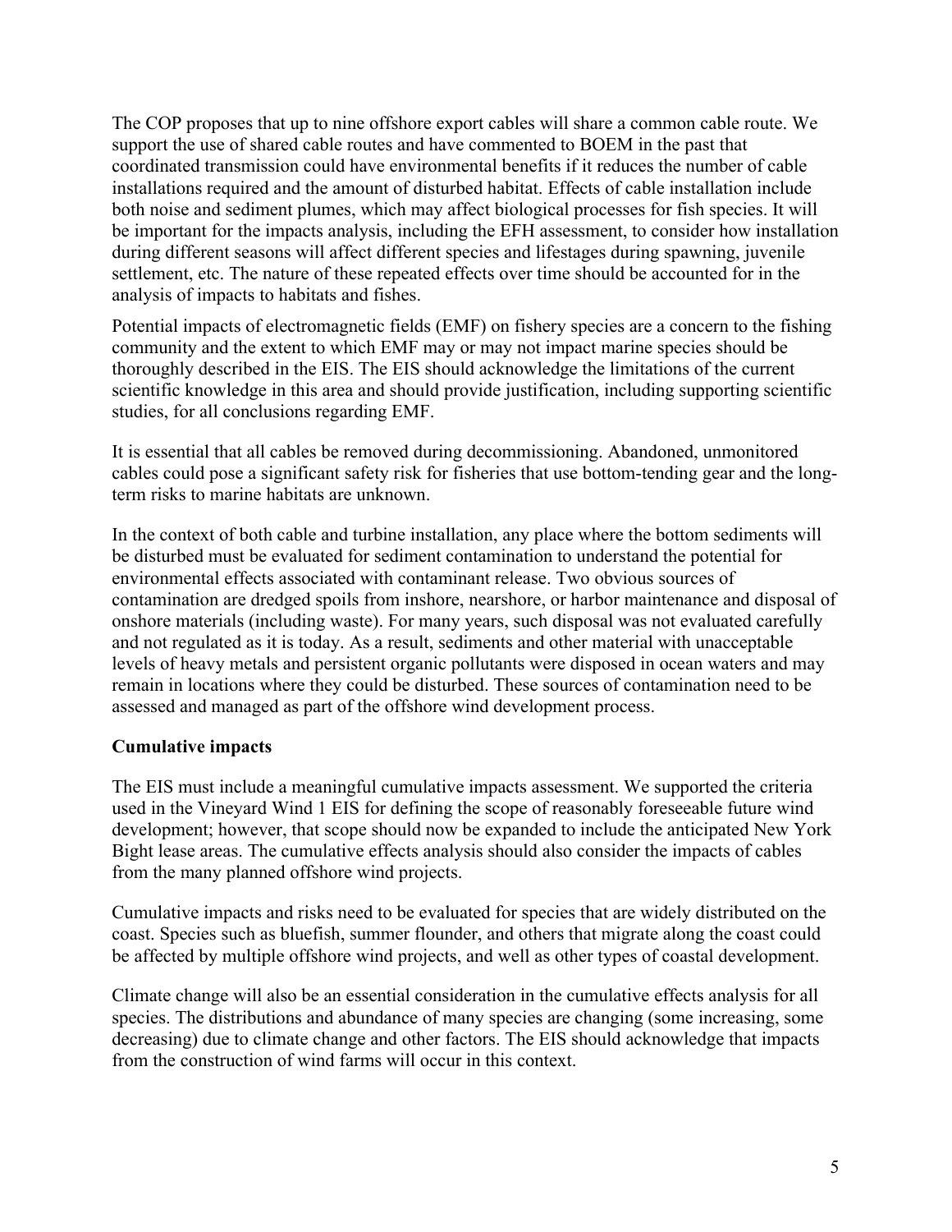The COP proposes that up to nine offshore export cables will share a common cable route. We support the use of shared cable routes and have commented to BOEM in the past that coordinated transmission could have environmental benefits if it reduces the number of cable installations required and the amount of disturbed habitat. Effects of cable installation include both noise and sediment plumes, which may affect biological processes for fish species. It will be important for the impacts analysis, including the EFH assessment, to consider how installation during different seasons will affect different species and lifestages during spawning, juvenile settlement, etc. The nature of these repeated effects over time should be accounted for in the analysis of impacts to habitats and fishes.

Potential impacts of electromagnetic fields (EMF) on fishery species are a concern to the fishing community and the extent to which EMF may or may not impact marine species should be thoroughly described in the EIS. The EIS should acknowledge the limitations of the current scientific knowledge in this area and should provide justification, including supporting scientific studies, for all conclusions regarding EMF.

It is essential that all cables be removed during decommissioning. Abandoned, unmonitored cables could pose a significant safety risk for fisheries that use bottom-tending gear and the long-term risks to marine habitats are unknown.

In the context of both cable and turbine installation, any place where the bottom sediments will be disturbed must be evaluated for sediment contamination to understand the potential for environmental effects associated with contaminant release. Two obvious sources of contamination are dredged spoils from inshore, nearshore, or harbor maintenance and disposal of onshore materials (including waste). For many years, such disposal was not evaluated carefully and not regulated as it is today. As a result, sediments and other material with unacceptable levels of heavy metals and persistent organic pollutants were disposed in ocean waters and may remain in locations where they could be disturbed. These sources of contamination need to be assessed and managed as part of the offshore wind development process.

**Cumulative impacts**

The EIS must include a meaningful cumulative impacts assessment. We supported the criteria used in the Vineyard Wind 1 EIS for defining the scope of reasonably foreseeable future wind development; however, that scope should now be expanded to include the anticipated New York Bight lease areas. The cumulative effects analysis should also consider the impacts of cables from the many planned offshore wind projects.

Cumulative impacts and risks need to be evaluated for species that are widely distributed on the coast. Species such as bluefish, summer flounder, and others that migrate along the coast could be affected by multiple offshore wind projects, and well as other types of coastal development.

Climate change will also be an essential consideration in the cumulative effects analysis for all species. The distributions and abundance of many species are changing (some increasing, some decreasing) due to climate change and other factors. The EIS should acknowledge that impacts from the construction of wind farms will occur in this context.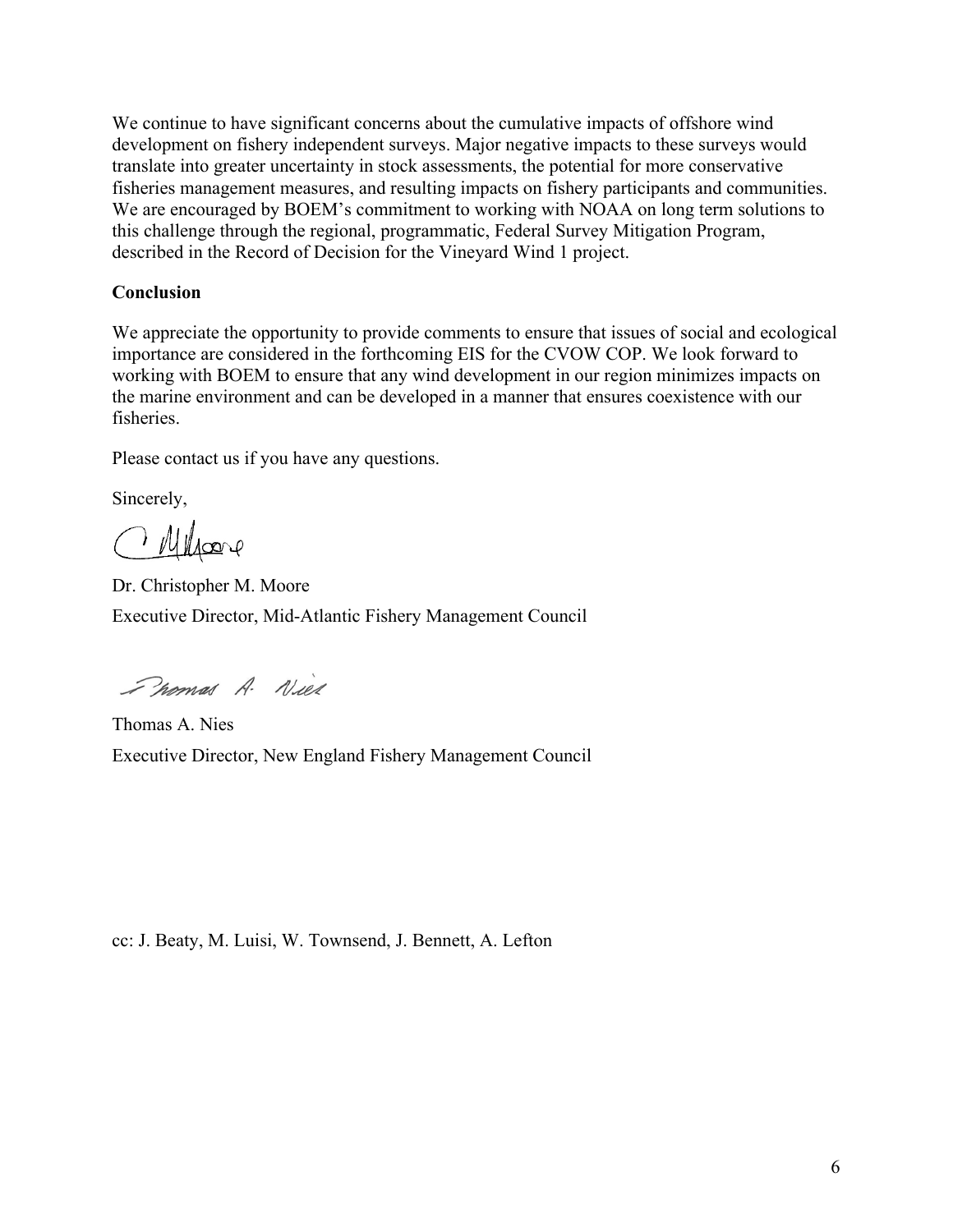We continue to have significant concerns about the cumulative impacts of offshore wind development on fishery independent surveys. Major negative impacts to these surveys would translate into greater uncertainty in stock assessments, the potential for more conservative fisheries management measures, and resulting impacts on fishery participants and communities. We are encouraged by BOEM's commitment to working with NOAA on long term solutions to this challenge through the regional, programmatic, Federal Survey Mitigation Program, described in the Record of Decision for the Vineyard Wind 1 project.

**Conclusion**

We appreciate the opportunity to provide comments to ensure that issues of social and ecological importance are considered in the forthcoming EIS for the CVOW COP. We look forward to working with BOEM to ensure that any wind development in our region minimizes impacts on the marine environment and can be developed in a manner that ensures coexistence with our fisheries.

Please contact us if you have any questions.

Sincerely,

Dr. Christopher M. Moore
Executive Director, Mid-Atlantic Fishery Management Council

Thomas A. Nies
Executive Director, New England Fishery Management Council

cc: J. Beaty, M. Luisi, W. Townsend, J. Bennett, A. Lefton